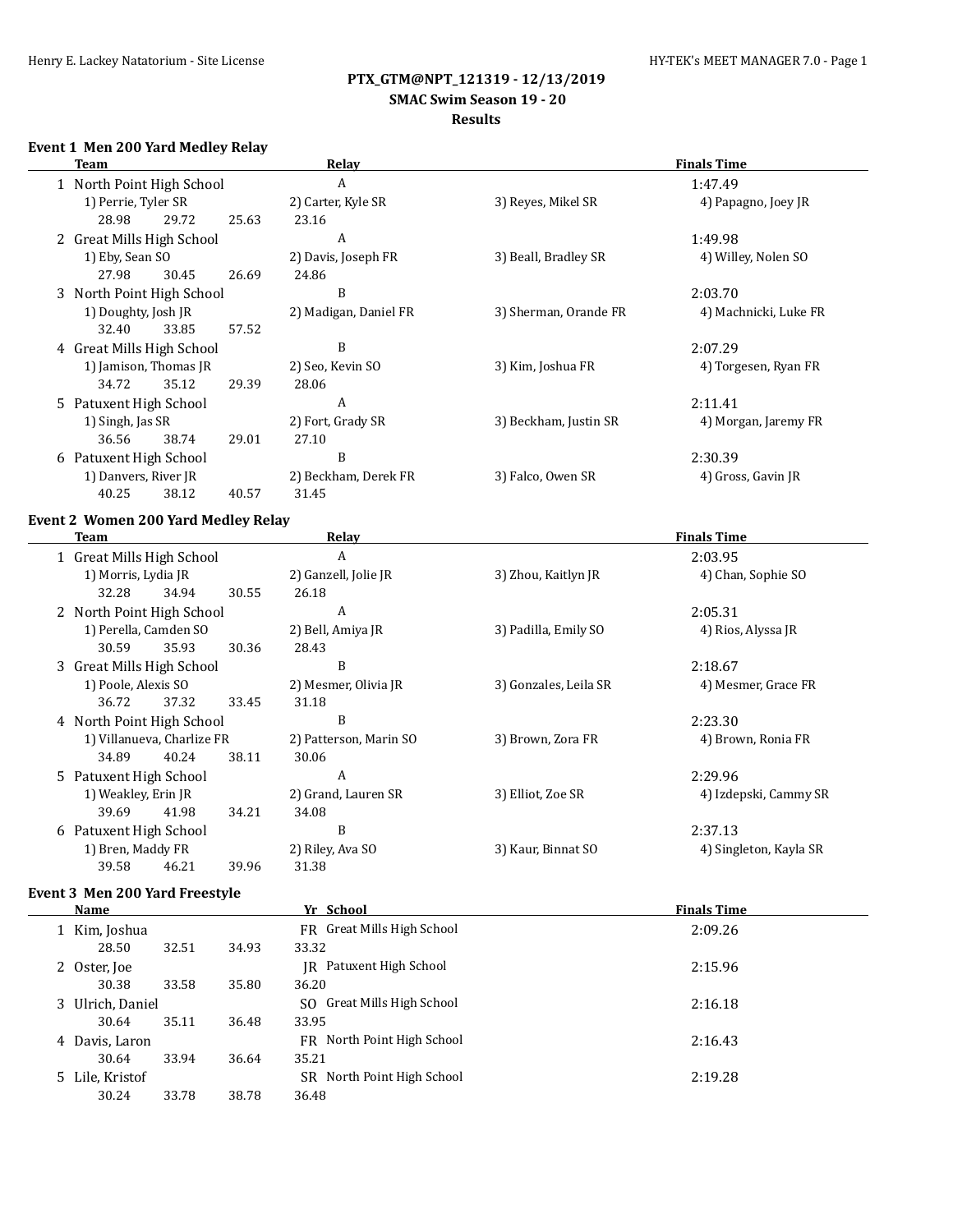# PTX_GTM@NPT_121319 - 12/13/2019

## SMAC Swim Season 19 - 20

## Results

### Event 1 Men 200 Yard Medley Relay

| | Team | Relay | | Finals Time |
|---|---|---|---|---|
| 1 | North Point High School | A | | 1:47.49 |
| | 1) Perrie, Tyler SR | 2) Carter, Kyle SR | 3) Reyes, Mikel SR | 4) Papagno, Joey JR |
| | 28.98 29.72 25.63 | 23.16 | | |
| 2 | Great Mills High School | A | | 1:49.98 |
| | 1) Eby, Sean SO | 2) Davis, Joseph FR | 3) Beall, Bradley SR | 4) Willey, Nolen SO |
| | 27.98 30.45 26.69 | 24.86 | | |
| 3 | North Point High School | B | | 2:03.70 |
| | 1) Doughty, Josh JR | 2) Madigan, Daniel FR | 3) Sherman, Orande FR | 4) Machnicki, Luke FR |
| | 32.40 33.85 57.52 | | | |
| 4 | Great Mills High School | B | | 2:07.29 |
| | 1) Jamison, Thomas JR | 2) Seo, Kevin SO | 3) Kim, Joshua FR | 4) Torgesen, Ryan FR |
| | 34.72 35.12 29.39 | 28.06 | | |
| 5 | Patuxent High School | A | | 2:11.41 |
| | 1) Singh, Jas SR | 2) Fort, Grady SR | 3) Beckham, Justin SR | 4) Morgan, Jaremy FR |
| | 36.56 38.74 29.01 | 27.10 | | |
| 6 | Patuxent High School | B | | 2:30.39 |
| | 1) Danvers, River JR | 2) Beckham, Derek FR | 3) Falco, Owen SR | 4) Gross, Gavin JR |
| | 40.25 38.12 40.57 | 31.45 | | |

### Event 2 Women 200 Yard Medley Relay

| | Team | Relay | | Finals Time |
|---|---|---|---|---|
| 1 | Great Mills High School | A | | 2:03.95 |
| | 1) Morris, Lydia JR | 2) Ganzell, Jolie JR | 3) Zhou, Kaitlyn JR | 4) Chan, Sophie SO |
| | 32.28 34.94 30.55 | 26.18 | | |
| 2 | North Point High School | A | | 2:05.31 |
| | 1) Perella, Camden SO | 2) Bell, Amiya JR | 3) Padilla, Emily SO | 4) Rios, Alyssa JR |
| | 30.59 35.93 30.36 | 28.43 | | |
| 3 | Great Mills High School | B | | 2:18.67 |
| | 1) Poole, Alexis SO | 2) Mesmer, Olivia JR | 3) Gonzales, Leila SR | 4) Mesmer, Grace FR |
| | 36.72 37.32 33.45 | 31.18 | | |
| 4 | North Point High School | B | | 2:23.30 |
| | 1) Villanueva, Charlize FR | 2) Patterson, Marin SO | 3) Brown, Zora FR | 4) Brown, Ronia FR |
| | 34.89 40.24 38.11 | 30.06 | | |
| 5 | Patuxent High School | A | | 2:29.96 |
| | 1) Weakley, Erin JR | 2) Grand, Lauren SR | 3) Elliot, Zoe SR | 4) Izdepski, Cammy SR |
| | 39.69 41.98 34.21 | 34.08 | | |
| 6 | Patuxent High School | B | | 2:37.13 |
| | 1) Bren, Maddy FR | 2) Riley, Ava SO | 3) Kaur, Binnat SO | 4) Singleton, Kayla SR |
| | 39.58 46.21 39.96 | 31.38 | | |

### Event 3 Men 200 Yard Freestyle

| | Name | Yr | School | Finals Time |
|---|---|---|---|---|
| 1 | Kim, Joshua | FR | Great Mills High School | 2:09.26 |
| | 28.50 32.51 34.93 33.32 | | | |
| 2 | Oster, Joe | JR | Patuxent High School | 2:15.96 |
| | 30.38 33.58 35.80 36.20 | | | |
| 3 | Ulrich, Daniel | SO | Great Mills High School | 2:16.18 |
| | 30.64 35.11 36.48 33.95 | | | |
| 4 | Davis, Laron | FR | North Point High School | 2:16.43 |
| | 30.64 33.94 36.64 35.21 | | | |
| 5 | Lile, Kristof | SR | North Point High School | 2:19.28 |
| | 30.24 33.78 38.78 36.48 | | | |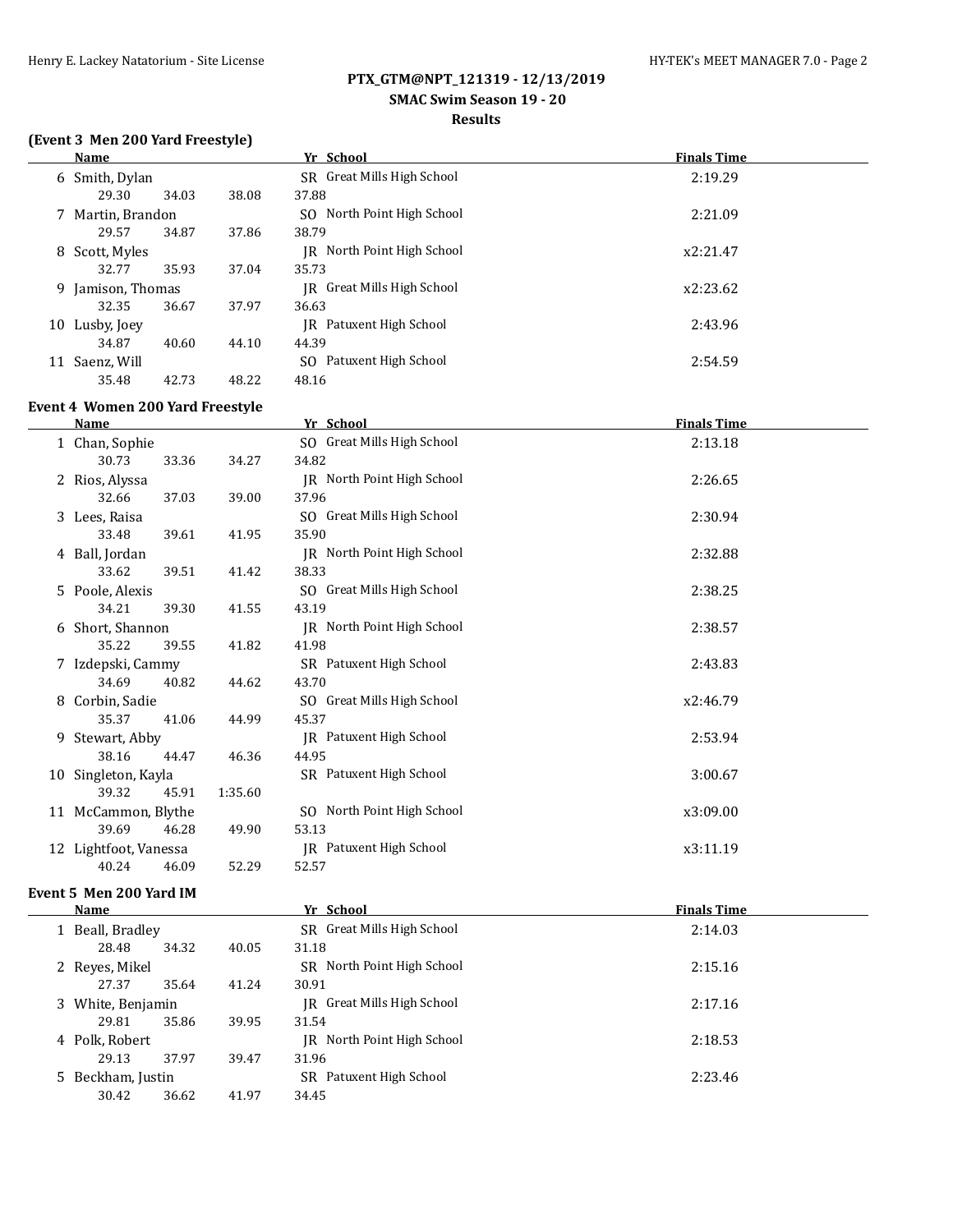## PTX_GTM@NPT_121319 - 12/13/2019

### SMAC Swim Season 19 - 20

### Results

**(Event 3 Men 200 Yard Freestyle)**

| | Name | Yr | School | Finals Time |
|---|---|---|---|---|
| 6 | Smith, Dylan | SR | Great Mills High School | 2:19.29 |
| | 29.30 34.03 38.08 37.88 | | | |
| 7 | Martin, Brandon | SO | North Point High School | 2:21.09 |
| | 29.57 34.87 37.86 38.79 | | | |
| 8 | Scott, Myles | JR | North Point High School | x2:21.47 |
| | 32.77 35.93 37.04 35.73 | | | |
| 9 | Jamison, Thomas | JR | Great Mills High School | x2:23.62 |
| | 32.35 36.67 37.97 36.63 | | | |
| 10 | Lusby, Joey | JR | Patuxent High School | 2:43.96 |
| | 34.87 40.60 44.10 44.39 | | | |
| 11 | Saenz, Will | SO | Patuxent High School | 2:54.59 |
| | 35.48 42.73 48.22 48.16 | | | |

**Event 4 Women 200 Yard Freestyle**

| | Name | Yr | School | Finals Time |
|---|---|---|---|---|
| 1 | Chan, Sophie | SO | Great Mills High School | 2:13.18 |
| | 30.73 33.36 34.27 34.82 | | | |
| 2 | Rios, Alyssa | JR | North Point High School | 2:26.65 |
| | 32.66 37.03 39.00 37.96 | | | |
| 3 | Lees, Raisa | SO | Great Mills High School | 2:30.94 |
| | 33.48 39.61 41.95 35.90 | | | |
| 4 | Ball, Jordan | JR | North Point High School | 2:32.88 |
| | 33.62 39.51 41.42 38.33 | | | |
| 5 | Poole, Alexis | SO | Great Mills High School | 2:38.25 |
| | 34.21 39.30 41.55 43.19 | | | |
| 6 | Short, Shannon | JR | North Point High School | 2:38.57 |
| | 35.22 39.55 41.82 41.98 | | | |
| 7 | Izdepski, Cammy | SR | Patuxent High School | 2:43.83 |
| | 34.69 40.82 44.62 43.70 | | | |
| 8 | Corbin, Sadie | SO | Great Mills High School | x2:46.79 |
| | 35.37 41.06 44.99 45.37 | | | |
| 9 | Stewart, Abby | JR | Patuxent High School | 2:53.94 |
| | 38.16 44.47 46.36 44.95 | | | |
| 10 | Singleton, Kayla | SR | Patuxent High School | 3:00.67 |
| | 39.32 45.91 1:35.60 | | | |
| 11 | McCammon, Blythe | SO | North Point High School | x3:09.00 |
| | 39.69 46.28 49.90 53.13 | | | |
| 12 | Lightfoot, Vanessa | JR | Patuxent High School | x3:11.19 |
| | 40.24 46.09 52.29 52.57 | | | |

**Event 5 Men 200 Yard IM**

| | Name | Yr | School | Finals Time |
|---|---|---|---|---|
| 1 | Beall, Bradley | SR | Great Mills High School | 2:14.03 |
| | 28.48 34.32 40.05 31.18 | | | |
| 2 | Reyes, Mikel | SR | North Point High School | 2:15.16 |
| | 27.37 35.64 41.24 30.91 | | | |
| 3 | White, Benjamin | JR | Great Mills High School | 2:17.16 |
| | 29.81 35.86 39.95 31.54 | | | |
| 4 | Polk, Robert | JR | North Point High School | 2:18.53 |
| | 29.13 37.97 39.47 31.96 | | | |
| 5 | Beckham, Justin | SR | Patuxent High School | 2:23.46 |
| | 30.42 36.62 41.97 34.45 | | | |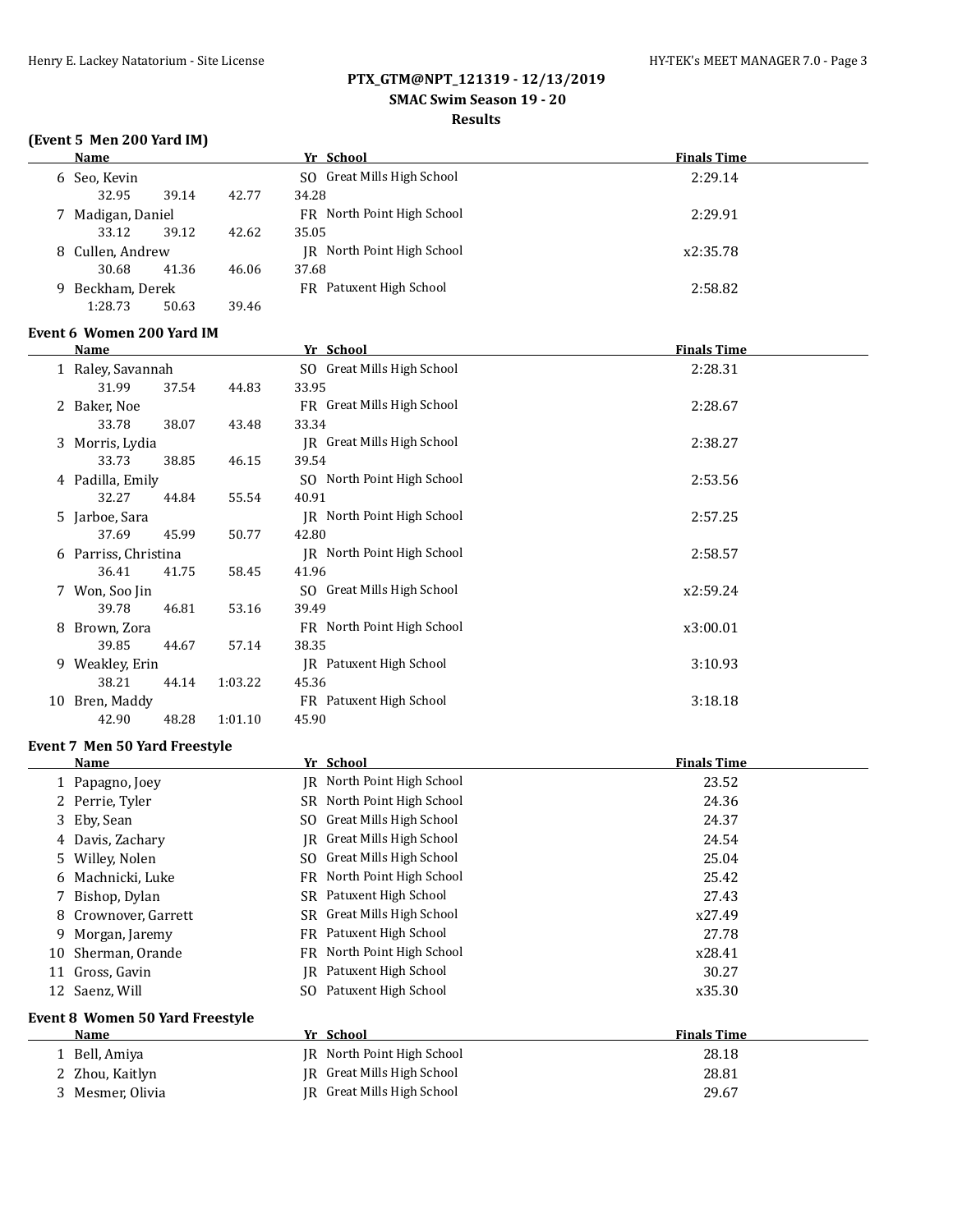## PTX_GTM@NPT_121319 - 12/13/2019

### SMAC Swim Season 19 - 20

### Results

#### (Event 5 Men 200 Yard IM)

| | Name | Yr | School | Finals Time |
|---|---|---|---|---|
| 6 | Seo, Kevin | SO | Great Mills High School | 2:29.14 |
| | 32.95 39.14 42.77 34.28 | | | |
| 7 | Madigan, Daniel | FR | North Point High School | 2:29.91 |
| | 33.12 39.12 42.62 35.05 | | | |
| 8 | Cullen, Andrew | JR | North Point High School | x2:35.78 |
| | 30.68 41.36 46.06 37.68 | | | |
| 9 | Beckham, Derek | FR | Patuxent High School | 2:58.82 |
| | 1:28.73 50.63 39.46 | | | |

#### Event 6 Women 200 Yard IM

| | Name | Yr | School | Finals Time |
|---|---|---|---|---|
| 1 | Raley, Savannah | SO | Great Mills High School | 2:28.31 |
| | 31.99 37.54 44.83 33.95 | | | |
| 2 | Baker, Noe | FR | Great Mills High School | 2:28.67 |
| | 33.78 38.07 43.48 33.34 | | | |
| 3 | Morris, Lydia | JR | Great Mills High School | 2:38.27 |
| | 33.73 38.85 46.15 39.54 | | | |
| 4 | Padilla, Emily | SO | North Point High School | 2:53.56 |
| | 32.27 44.84 55.54 40.91 | | | |
| 5 | Jarboe, Sara | JR | North Point High School | 2:57.25 |
| | 37.69 45.99 50.77 42.80 | | | |
| 6 | Parriss, Christina | JR | North Point High School | 2:58.57 |
| | 36.41 41.75 58.45 41.96 | | | |
| 7 | Won, Soo Jin | SO | Great Mills High School | x2:59.24 |
| | 39.78 46.81 53.16 39.49 | | | |
| 8 | Brown, Zora | FR | North Point High School | x3:00.01 |
| | 39.85 44.67 57.14 38.35 | | | |
| 9 | Weakley, Erin | JR | Patuxent High School | 3:10.93 |
| | 38.21 44.14 1:03.22 45.36 | | | |
| 10 | Bren, Maddy | FR | Patuxent High School | 3:18.18 |
| | 42.90 48.28 1:01.10 45.90 | | | |

#### Event 7 Men 50 Yard Freestyle

| | Name | Yr | School | Finals Time |
|---|---|---|---|---|
| 1 | Papagno, Joey | JR | North Point High School | 23.52 |
| 2 | Perrie, Tyler | SR | North Point High School | 24.36 |
| 3 | Eby, Sean | SO | Great Mills High School | 24.37 |
| 4 | Davis, Zachary | JR | Great Mills High School | 24.54 |
| 5 | Willey, Nolen | SO | Great Mills High School | 25.04 |
| 6 | Machnicki, Luke | FR | North Point High School | 25.42 |
| 7 | Bishop, Dylan | SR | Patuxent High School | 27.43 |
| 8 | Crownover, Garrett | SR | Great Mills High School | x27.49 |
| 9 | Morgan, Jaremy | FR | Patuxent High School | 27.78 |
| 10 | Sherman, Orande | FR | North Point High School | x28.41 |
| 11 | Gross, Gavin | JR | Patuxent High School | 30.27 |
| 12 | Saenz, Will | SO | Patuxent High School | x35.30 |

#### Event 8 Women 50 Yard Freestyle

| | Name | Yr | School | Finals Time |
|---|---|---|---|---|
| 1 | Bell, Amiya | JR | North Point High School | 28.18 |
| 2 | Zhou, Kaitlyn | JR | Great Mills High School | 28.81 |
| 3 | Mesmer, Olivia | JR | Great Mills High School | 29.67 |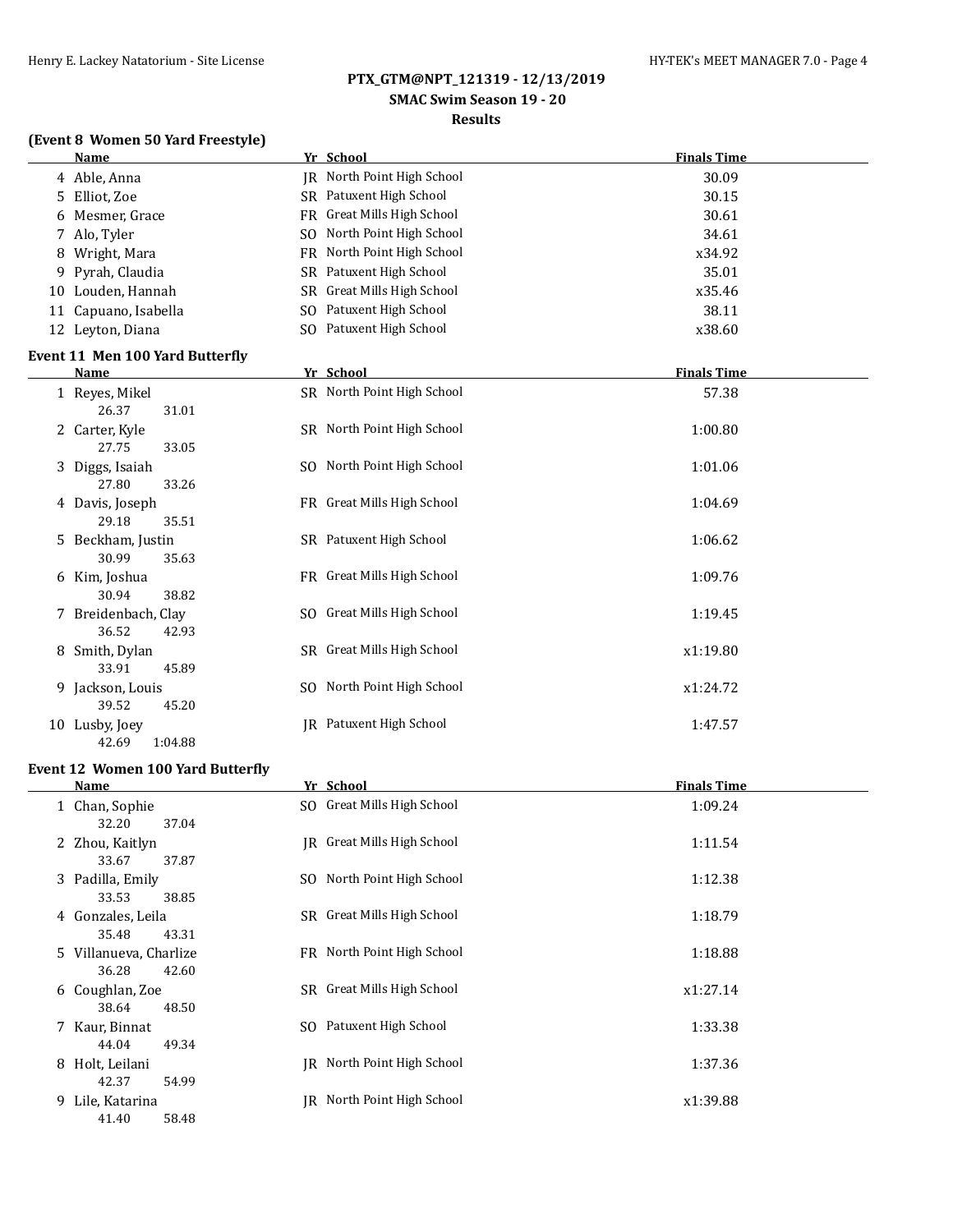**PTX_GTM@NPT_121319 - 12/13/2019**

**SMAC Swim Season 19 - 20**

**Results**

### (Event 8 Women 50 Yard Freestyle)

| | Name | Yr | School | Finals Time |
|---|---|---|---|---|
| 4 | Able, Anna | JR | North Point High School | 30.09 |
| 5 | Elliot, Zoe | SR | Patuxent High School | 30.15 |
| 6 | Mesmer, Grace | FR | Great Mills High School | 30.61 |
| 7 | Alo, Tyler | SO | North Point High School | 34.61 |
| 8 | Wright, Mara | FR | North Point High School | x34.92 |
| 9 | Pyrah, Claudia | SR | Patuxent High School | 35.01 |
| 10 | Louden, Hannah | SR | Great Mills High School | x35.46 |
| 11 | Capuano, Isabella | SO | Patuxent High School | 38.11 |
| 12 | Leyton, Diana | SO | Patuxent High School | x38.60 |

### Event 11 Men 100 Yard Butterfly

| | Name | Yr | School | Finals Time |
|---|---|---|---|---|
| 1 | Reyes, Mikel | SR | North Point High School | 57.38 |
| | 26.37 31.01 | | | |
| 2 | Carter, Kyle | SR | North Point High School | 1:00.80 |
| | 27.75 33.05 | | | |
| 3 | Diggs, Isaiah | SO | North Point High School | 1:01.06 |
| | 27.80 33.26 | | | |
| 4 | Davis, Joseph | FR | Great Mills High School | 1:04.69 |
| | 29.18 35.51 | | | |
| 5 | Beckham, Justin | SR | Patuxent High School | 1:06.62 |
| | 30.99 35.63 | | | |
| 6 | Kim, Joshua | FR | Great Mills High School | 1:09.76 |
| | 30.94 38.82 | | | |
| 7 | Breidenbach, Clay | SO | Great Mills High School | 1:19.45 |
| | 36.52 42.93 | | | |
| 8 | Smith, Dylan | SR | Great Mills High School | x1:19.80 |
| | 33.91 45.89 | | | |
| 9 | Jackson, Louis | SO | North Point High School | x1:24.72 |
| | 39.52 45.20 | | | |
| 10 | Lusby, Joey | JR | Patuxent High School | 1:47.57 |
| | 42.69 1:04.88 | | | |

### Event 12 Women 100 Yard Butterfly

| | Name | Yr | School | Finals Time |
|---|---|---|---|---|
| 1 | Chan, Sophie | SO | Great Mills High School | 1:09.24 |
| | 32.20 37.04 | | | |
| 2 | Zhou, Kaitlyn | JR | Great Mills High School | 1:11.54 |
| | 33.67 37.87 | | | |
| 3 | Padilla, Emily | SO | North Point High School | 1:12.38 |
| | 33.53 38.85 | | | |
| 4 | Gonzales, Leila | SR | Great Mills High School | 1:18.79 |
| | 35.48 43.31 | | | |
| 5 | Villanueva, Charlize | FR | North Point High School | 1:18.88 |
| | 36.28 42.60 | | | |
| 6 | Coughlan, Zoe | SR | Great Mills High School | x1:27.14 |
| | 38.64 48.50 | | | |
| 7 | Kaur, Binnat | SO | Patuxent High School | 1:33.38 |
| | 44.04 49.34 | | | |
| 8 | Holt, Leilani | JR | North Point High School | 1:37.36 |
| | 42.37 54.99 | | | |
| 9 | Lile, Katarina | JR | North Point High School | x1:39.88 |
| | 41.40 58.48 | | | |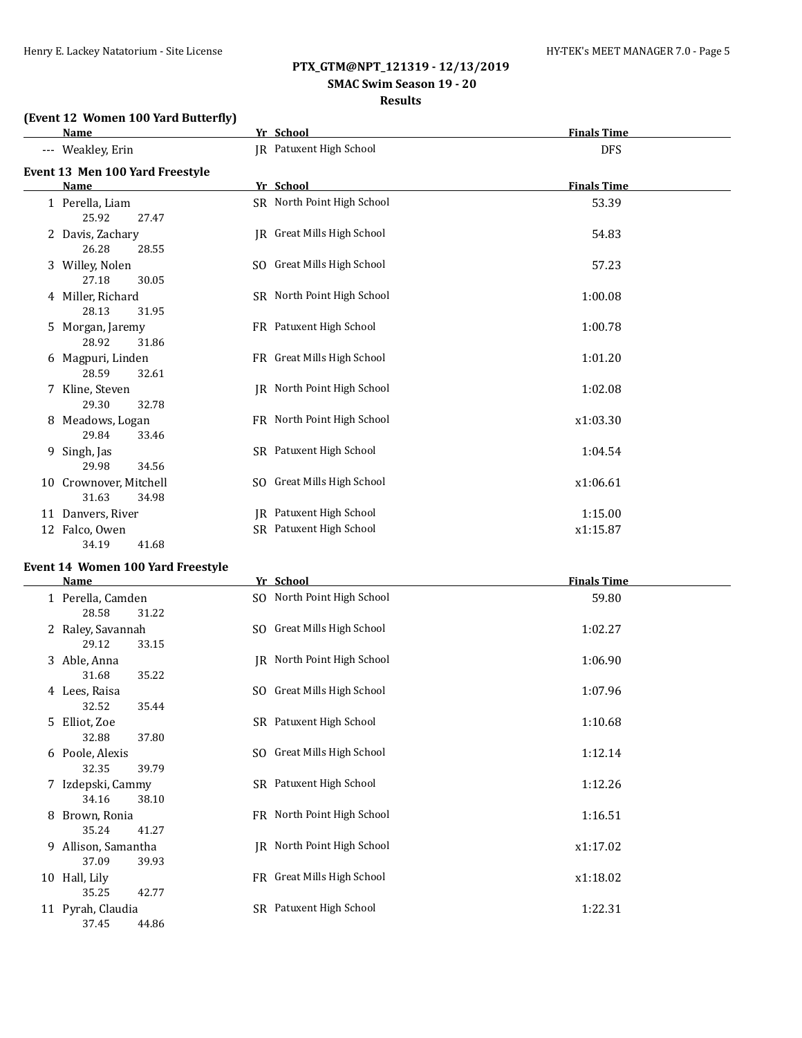## PTX_GTM@NPT_121319 - 12/13/2019

### SMAC Swim Season 19 - 20

### Results

**(Event 12 Women 100 Yard Butterfly)**

| | Name | Yr | School | Finals Time |
|---|---|---|---|---|
| --- | Weakley, Erin | JR | Patuxent High School | DFS |

**Event 13 Men 100 Yard Freestyle**

| | Name | Yr | School | Finals Time |
|---|---|---|---|---|
| 1 | Perella, Liam | SR | North Point High School | 53.39 |
| | 25.92 27.47 | | | |
| 2 | Davis, Zachary | JR | Great Mills High School | 54.83 |
| | 26.28 28.55 | | | |
| 3 | Willey, Nolen | SO | Great Mills High School | 57.23 |
| | 27.18 30.05 | | | |
| 4 | Miller, Richard | SR | North Point High School | 1:00.08 |
| | 28.13 31.95 | | | |
| 5 | Morgan, Jaremy | FR | Patuxent High School | 1:00.78 |
| | 28.92 31.86 | | | |
| 6 | Magpuri, Linden | FR | Great Mills High School | 1:01.20 |
| | 28.59 32.61 | | | |
| 7 | Kline, Steven | JR | North Point High School | 1:02.08 |
| | 29.30 32.78 | | | |
| 8 | Meadows, Logan | FR | North Point High School | x1:03.30 |
| | 29.84 33.46 | | | |
| 9 | Singh, Jas | SR | Patuxent High School | 1:04.54 |
| | 29.98 34.56 | | | |
| 10 | Crownover, Mitchell | SO | Great Mills High School | x1:06.61 |
| | 31.63 34.98 | | | |
| 11 | Danvers, River | JR | Patuxent High School | 1:15.00 |
| 12 | Falco, Owen | SR | Patuxent High School | x1:15.87 |
| | 34.19 41.68 | | | |

**Event 14 Women 100 Yard Freestyle**

| | Name | Yr | School | Finals Time |
|---|---|---|---|---|
| 1 | Perella, Camden | SO | North Point High School | 59.80 |
| | 28.58 31.22 | | | |
| 2 | Raley, Savannah | SO | Great Mills High School | 1:02.27 |
| | 29.12 33.15 | | | |
| 3 | Able, Anna | JR | North Point High School | 1:06.90 |
| | 31.68 35.22 | | | |
| 4 | Lees, Raisa | SO | Great Mills High School | 1:07.96 |
| | 32.52 35.44 | | | |
| 5 | Elliot, Zoe | SR | Patuxent High School | 1:10.68 |
| | 32.88 37.80 | | | |
| 6 | Poole, Alexis | SO | Great Mills High School | 1:12.14 |
| | 32.35 39.79 | | | |
| 7 | Izdepski, Cammy | SR | Patuxent High School | 1:12.26 |
| | 34.16 38.10 | | | |
| 8 | Brown, Ronia | FR | North Point High School | 1:16.51 |
| | 35.24 41.27 | | | |
| 9 | Allison, Samantha | JR | North Point High School | x1:17.02 |
| | 37.09 39.93 | | | |
| 10 | Hall, Lily | FR | Great Mills High School | x1:18.02 |
| | 35.25 42.77 | | | |
| 11 | Pyrah, Claudia | SR | Patuxent High School | 1:22.31 |
| | 37.45 44.86 | | | |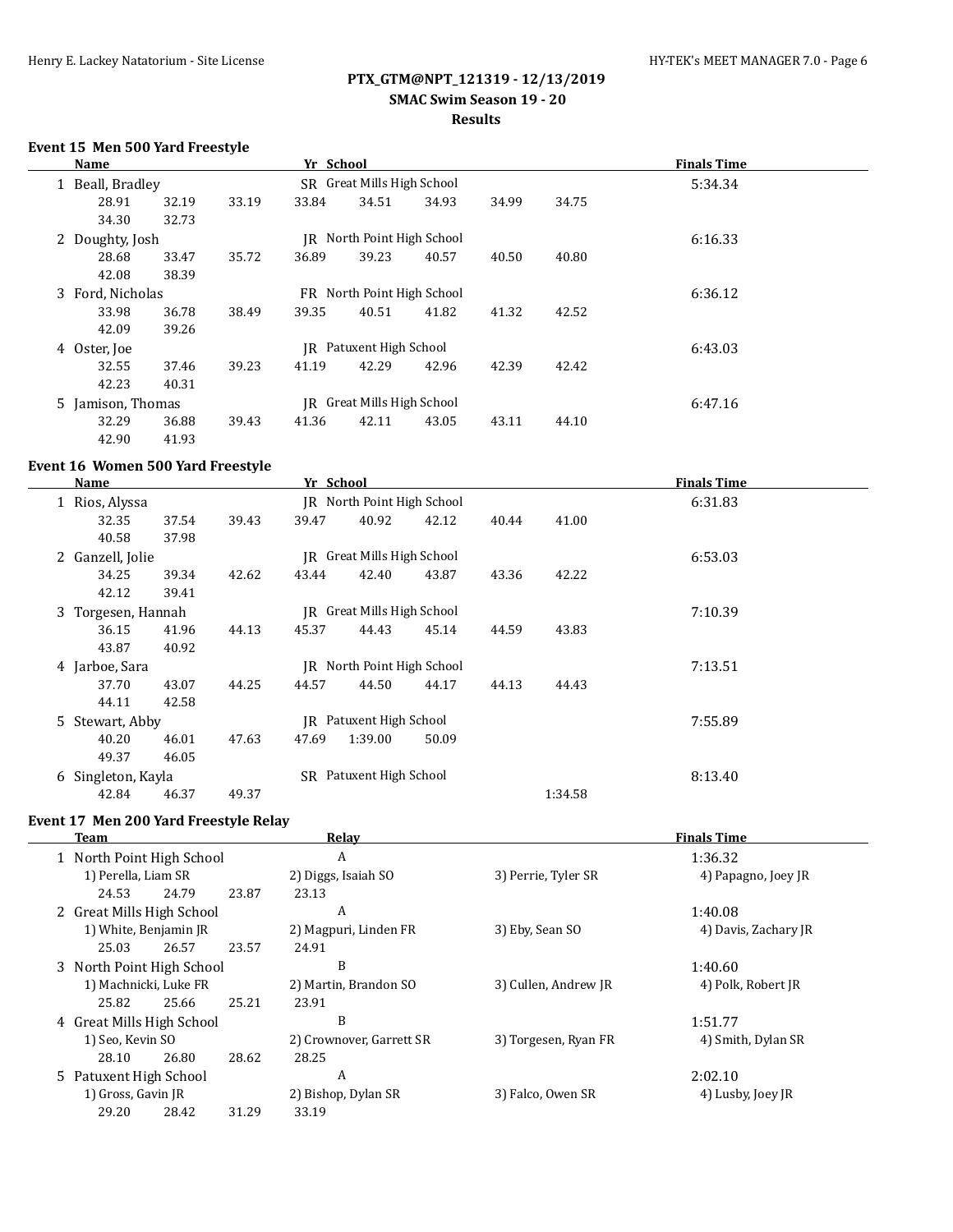# PTX_GTM@NPT_121319 - 12/13/2019

## SMAC Swim Season 19 - 20

## Results

### Event 15 Men 500 Yard Freestyle

| | Name | Yr | School | Finals Time |
|---|---|---|---|---|
| 1 | Beall, Bradley | SR | Great Mills High School | 5:34.34 |
| | 28.91 32.19 33.19 33.84 34.51 34.93 34.99 34.75 34.30 32.73 | | | |
| 2 | Doughty, Josh | JR | North Point High School | 6:16.33 |
| | 28.68 33.47 35.72 36.89 39.23 40.57 40.50 40.80 42.08 38.39 | | | |
| 3 | Ford, Nicholas | FR | North Point High School | 6:36.12 |
| | 33.98 36.78 38.49 39.35 40.51 41.82 41.32 42.52 42.09 39.26 | | | |
| 4 | Oster, Joe | JR | Patuxent High School | 6:43.03 |
| | 32.55 37.46 39.23 41.19 42.29 42.96 42.39 42.42 42.23 40.31 | | | |
| 5 | Jamison, Thomas | JR | Great Mills High School | 6:47.16 |
| | 32.29 36.88 39.43 41.36 42.11 43.05 43.11 44.10 42.90 41.93 | | | |

### Event 16 Women 500 Yard Freestyle

| | Name | Yr | School | Finals Time |
|---|---|---|---|---|
| 1 | Rios, Alyssa | JR | North Point High School | 6:31.83 |
| | 32.35 37.54 39.43 39.47 40.92 42.12 40.44 41.00 40.58 37.98 | | | |
| 2 | Ganzell, Jolie | JR | Great Mills High School | 6:53.03 |
| | 34.25 39.34 42.62 43.44 42.40 43.87 43.36 42.22 42.12 39.41 | | | |
| 3 | Torgesen, Hannah | JR | Great Mills High School | 7:10.39 |
| | 36.15 41.96 44.13 45.37 44.43 45.14 44.59 43.83 43.87 40.92 | | | |
| 4 | Jarboe, Sara | JR | North Point High School | 7:13.51 |
| | 37.70 43.07 44.25 44.57 44.50 44.17 44.13 44.43 44.11 42.58 | | | |
| 5 | Stewart, Abby | JR | Patuxent High School | 7:55.89 |
| | 40.20 46.01 47.63 47.69 1:39.00 50.09 49.37 46.05 | | | |
| 6 | Singleton, Kayla | SR | Patuxent High School | 8:13.40 |
| | 42.84 46.37 49.37 1:34.58 | | | |

### Event 17 Men 200 Yard Freestyle Relay

| | Team | Relay | | | Finals Time |
|---|---|---|---|---|---|
| 1 | North Point High School | A | | | 1:36.32 |
| | 1) Perella, Liam SR | 2) Diggs, Isaiah SO | 3) Perrie, Tyler SR | 4) Papagno, Joey JR | |
| | 24.53 24.79 23.87 23.13 | | | | |
| 2 | Great Mills High School | A | | | 1:40.08 |
| | 1) White, Benjamin JR | 2) Magpuri, Linden FR | 3) Eby, Sean SO | 4) Davis, Zachary JR | |
| | 25.03 26.57 23.57 24.91 | | | | |
| 3 | North Point High School | B | | | 1:40.60 |
| | 1) Machnicki, Luke FR | 2) Martin, Brandon SO | 3) Cullen, Andrew JR | 4) Polk, Robert JR | |
| | 25.82 25.66 25.21 23.91 | | | | |
| 4 | Great Mills High School | B | | | 1:51.77 |
| | 1) Seo, Kevin SO | 2) Crownover, Garrett SR | 3) Torgesen, Ryan FR | 4) Smith, Dylan SR | |
| | 28.10 26.80 28.62 28.25 | | | | |
| 5 | Patuxent High School | A | | | 2:02.10 |
| | 1) Gross, Gavin JR | 2) Bishop, Dylan SR | 3) Falco, Owen SR | 4) Lusby, Joey JR | |
| | 29.20 28.42 31.29 33.19 | | | | |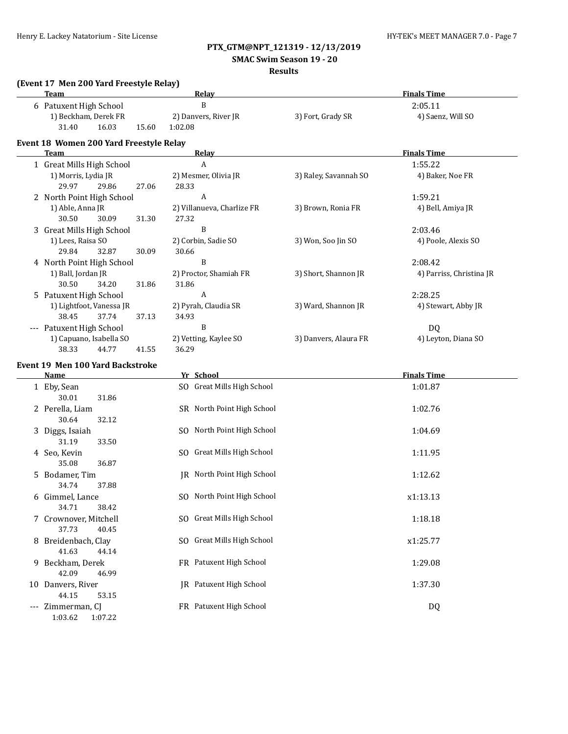**PTX_GTM@NPT_121319 - 12/13/2019**

**SMAC Swim Season 19 - 20**

**Results**

### (Event 17 Men 200 Yard Freestyle Relay)

| | Team | Relay | | Finals Time |
|---|---|---|---|---|
| 6 | Patuxent High School | B | | 2:05.11 |
| | 1) Beckham, Derek FR | 2) Danvers, River JR | 3) Fort, Grady SR | 4) Saenz, Will SO |
| | 31.40 16.03 15.60 1:02.08 | | | |

### Event 18 Women 200 Yard Freestyle Relay

| | Team | Relay | | Finals Time |
|---|---|---|---|---|
| 1 | Great Mills High School | A | | 1:55.22 |
| | 1) Morris, Lydia JR | 2) Mesmer, Olivia JR | 3) Raley, Savannah SO | 4) Baker, Noe FR |
| | 29.97 29.86 27.06 28.33 | | | |
| 2 | North Point High School | A | | 1:59.21 |
| | 1) Able, Anna JR | 2) Villanueva, Charlize FR | 3) Brown, Ronia FR | 4) Bell, Amiya JR |
| | 30.50 30.09 31.30 27.32 | | | |
| 3 | Great Mills High School | B | | 2:03.46 |
| | 1) Lees, Raisa SO | 2) Corbin, Sadie SO | 3) Won, Soo Jin SO | 4) Poole, Alexis SO |
| | 29.84 32.87 30.09 30.66 | | | |
| 4 | North Point High School | B | | 2:08.42 |
| | 1) Ball, Jordan JR | 2) Proctor, Shamiah FR | 3) Short, Shannon JR | 4) Parriss, Christina JR |
| | 30.50 34.20 31.86 31.86 | | | |
| 5 | Patuxent High School | A | | 2:28.25 |
| | 1) Lightfoot, Vanessa JR | 2) Pyrah, Claudia SR | 3) Ward, Shannon JR | 4) Stewart, Abby JR |
| | 38.45 37.74 37.13 34.93 | | | |
| --- | Patuxent High School | B | | DQ |
| | 1) Capuano, Isabella SO | 2) Vetting, Kaylee SO | 3) Danvers, Alaura FR | 4) Leyton, Diana SO |
| | 38.33 44.77 41.55 36.29 | | | |

### Event 19 Men 100 Yard Backstroke

| | Name | Yr | School | Finals Time |
|---|---|---|---|---|
| 1 | Eby, Sean | SO | Great Mills High School | 1:01.87 |
| | 30.01 31.86 | | | |
| 2 | Perella, Liam | SR | North Point High School | 1:02.76 |
| | 30.64 32.12 | | | |
| 3 | Diggs, Isaiah | SO | North Point High School | 1:04.69 |
| | 31.19 33.50 | | | |
| 4 | Seo, Kevin | SO | Great Mills High School | 1:11.95 |
| | 35.08 36.87 | | | |
| 5 | Bodamer, Tim | JR | North Point High School | 1:12.62 |
| | 34.74 37.88 | | | |
| 6 | Gimmel, Lance | SO | North Point High School | x1:13.13 |
| | 34.71 38.42 | | | |
| 7 | Crownover, Mitchell | SO | Great Mills High School | 1:18.18 |
| | 37.73 40.45 | | | |
| 8 | Breidenbach, Clay | SO | Great Mills High School | x1:25.77 |
| | 41.63 44.14 | | | |
| 9 | Beckham, Derek | FR | Patuxent High School | 1:29.08 |
| | 42.09 46.99 | | | |
| 10 | Danvers, River | JR | Patuxent High School | 1:37.30 |
| | 44.15 53.15 | | | |
| --- | Zimmerman, CJ | FR | Patuxent High School | DQ |
| | 1:03.62 1:07.22 | | | |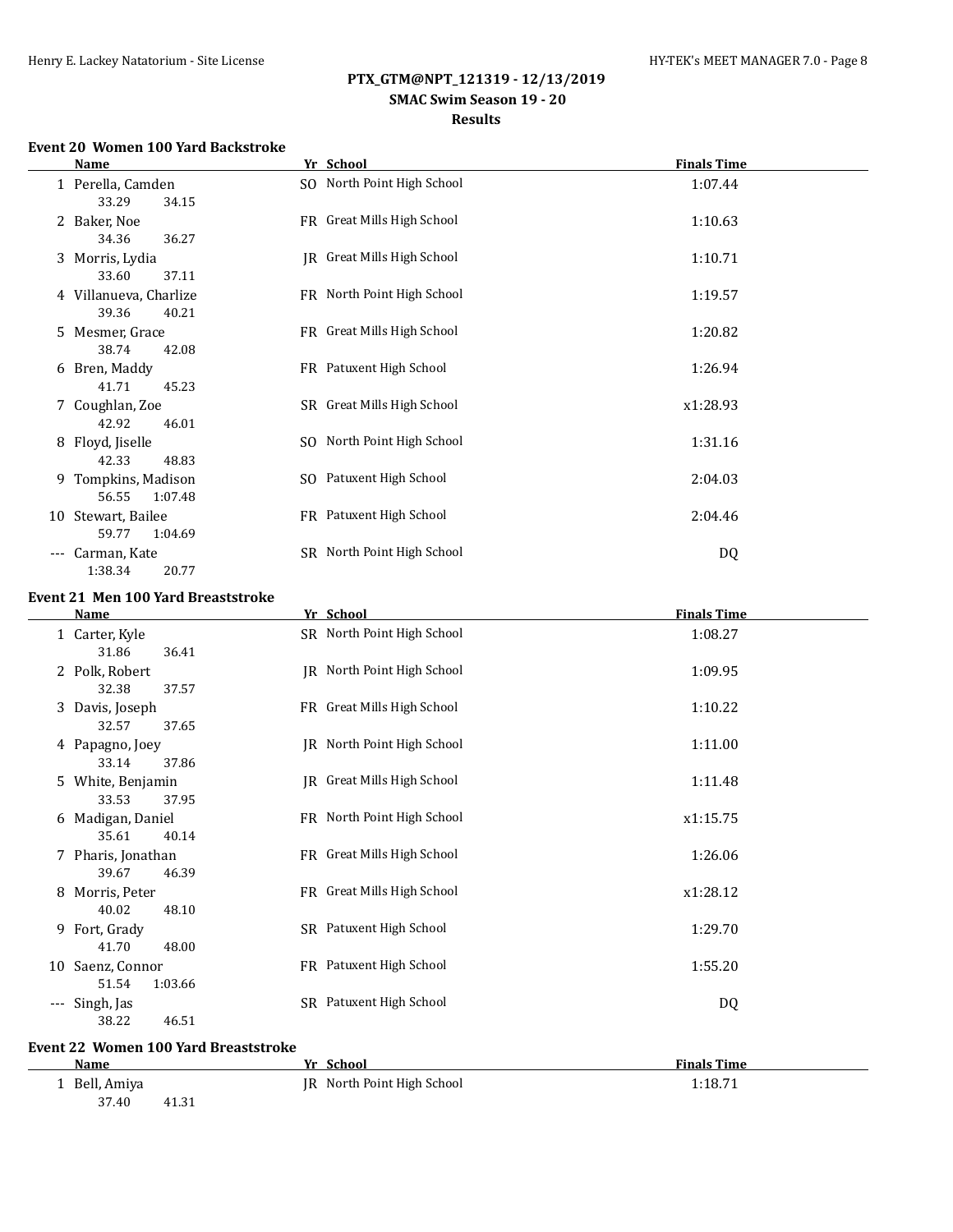**PTX_GTM@NPT_121319 - 12/13/2019**
**SMAC Swim Season 19 - 20**
**Results**

### Event 20 Women 100 Yard Backstroke

| | Name | Yr | School | Finals Time |
|---|---|---|---|---|
| 1 | Perella, Camden | SO | North Point High School | 1:07.44 |
| | 33.29 34.15 | | | |
| 2 | Baker, Noe | FR | Great Mills High School | 1:10.63 |
| | 34.36 36.27 | | | |
| 3 | Morris, Lydia | JR | Great Mills High School | 1:10.71 |
| | 33.60 37.11 | | | |
| 4 | Villanueva, Charlize | FR | North Point High School | 1:19.57 |
| | 39.36 40.21 | | | |
| 5 | Mesmer, Grace | FR | Great Mills High School | 1:20.82 |
| | 38.74 42.08 | | | |
| 6 | Bren, Maddy | FR | Patuxent High School | 1:26.94 |
| | 41.71 45.23 | | | |
| 7 | Coughlan, Zoe | SR | Great Mills High School | x1:28.93 |
| | 42.92 46.01 | | | |
| 8 | Floyd, Jiselle | SO | North Point High School | 1:31.16 |
| | 42.33 48.83 | | | |
| 9 | Tompkins, Madison | SO | Patuxent High School | 2:04.03 |
| | 56.55 1:07.48 | | | |
| 10 | Stewart, Bailee | FR | Patuxent High School | 2:04.46 |
| | 59.77 1:04.69 | | | |
| --- | Carman, Kate | SR | North Point High School | DQ |
| | 1:38.34 20.77 | | | |

### Event 21 Men 100 Yard Breaststroke

| | Name | Yr | School | Finals Time |
|---|---|---|---|---|
| 1 | Carter, Kyle | SR | North Point High School | 1:08.27 |
| | 31.86 36.41 | | | |
| 2 | Polk, Robert | JR | North Point High School | 1:09.95 |
| | 32.38 37.57 | | | |
| 3 | Davis, Joseph | FR | Great Mills High School | 1:10.22 |
| | 32.57 37.65 | | | |
| 4 | Papagno, Joey | JR | North Point High School | 1:11.00 |
| | 33.14 37.86 | | | |
| 5 | White, Benjamin | JR | Great Mills High School | 1:11.48 |
| | 33.53 37.95 | | | |
| 6 | Madigan, Daniel | FR | North Point High School | x1:15.75 |
| | 35.61 40.14 | | | |
| 7 | Pharis, Jonathan | FR | Great Mills High School | 1:26.06 |
| | 39.67 46.39 | | | |
| 8 | Morris, Peter | FR | Great Mills High School | x1:28.12 |
| | 40.02 48.10 | | | |
| 9 | Fort, Grady | SR | Patuxent High School | 1:29.70 |
| | 41.70 48.00 | | | |
| 10 | Saenz, Connor | FR | Patuxent High School | 1:55.20 |
| | 51.54 1:03.66 | | | |
| --- | Singh, Jas | SR | Patuxent High School | DQ |
| | 38.22 46.51 | | | |

### Event 22 Women 100 Yard Breaststroke

| | Name | Yr | School | Finals Time |
|---|---|---|---|---|
| 1 | Bell, Amiya | JR | North Point High School | 1:18.71 |
| | 37.40 41.31 | | | |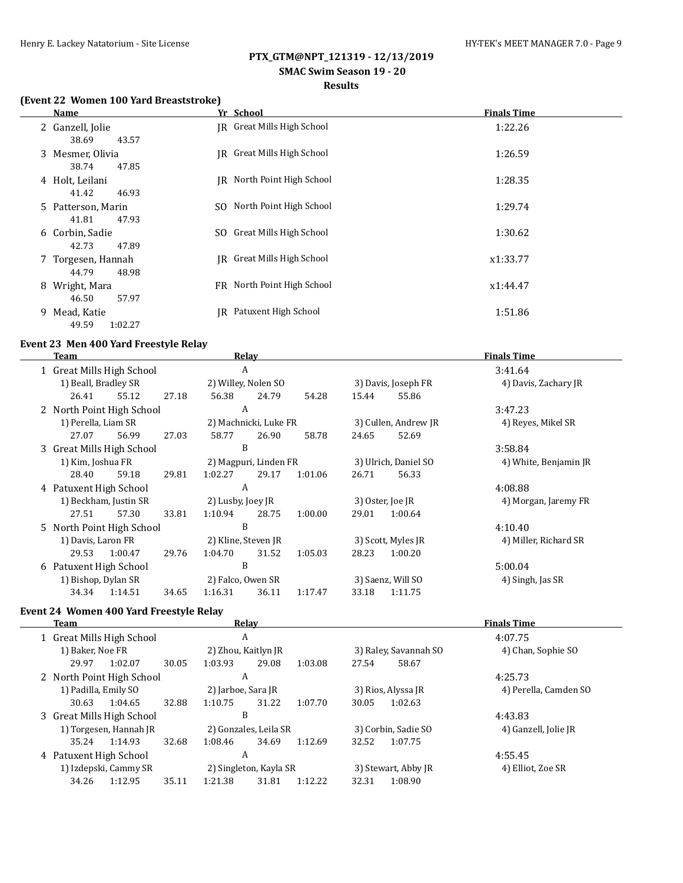**PTX_GTM@NPT_121319 - 12/13/2019**
**SMAC Swim Season 19 - 20**
**Results**

### (Event 22 Women 100 Yard Breaststroke)

| | Name | Yr | School | Finals Time |
|---|---|---|---|---|
| 2 | Ganzell, Jolie | JR | Great Mills High School | 1:22.26 |
| | 38.69 43.57 | | | |
| 3 | Mesmer, Olivia | JR | Great Mills High School | 1:26.59 |
| | 38.74 47.85 | | | |
| 4 | Holt, Leilani | JR | North Point High School | 1:28.35 |
| | 41.42 46.93 | | | |
| 5 | Patterson, Marin | SO | North Point High School | 1:29.74 |
| | 41.81 47.93 | | | |
| 6 | Corbin, Sadie | SO | Great Mills High School | 1:30.62 |
| | 42.73 47.89 | | | |
| 7 | Torgesen, Hannah | JR | Great Mills High School | x1:33.77 |
| | 44.79 48.98 | | | |
| 8 | Wright, Mara | FR | North Point High School | x1:44.47 |
| | 46.50 57.97 | | | |
| 9 | Mead, Katie | JR | Patuxent High School | 1:51.86 |
| | 49.59 1:02.27 | | | |

### Event 23 Men 400 Yard Freestyle Relay

| | Team | Relay | | | Finals Time |
|---|---|---|---|---|---|
| 1 | Great Mills High School | A | | | 3:41.64 |
| | 1) Beall, Bradley SR | 2) Willey, Nolen SO | 3) Davis, Joseph FR | 4) Davis, Zachary JR | |
| | 26.41 55.12 | 27.18 56.38 | 24.79 54.28 | 15.44 55.86 | |
| 2 | North Point High School | A | | | 3:47.23 |
| | 1) Perella, Liam SR | 2) Machnicki, Luke FR | 3) Cullen, Andrew JR | 4) Reyes, Mikel SR | |
| | 27.07 56.99 | 27.03 58.77 | 26.90 58.78 | 24.65 52.69 | |
| 3 | Great Mills High School | B | | | 3:58.84 |
| | 1) Kim, Joshua FR | 2) Magpuri, Linden FR | 3) Ulrich, Daniel SO | 4) White, Benjamin JR | |
| | 28.40 59.18 | 29.81 1:02.27 | 29.17 1:01.06 | 26.71 56.33 | |
| 4 | Patuxent High School | A | | | 4:08.88 |
| | 1) Beckham, Justin SR | 2) Lusby, Joey JR | 3) Oster, Joe JR | 4) Morgan, Jaremy FR | |
| | 27.51 57.30 | 33.81 1:10.94 | 28.75 1:00.00 | 29.01 1:00.64 | |
| 5 | North Point High School | B | | | 4:10.40 |
| | 1) Davis, Laron FR | 2) Kline, Steven JR | 3) Scott, Myles JR | 4) Miller, Richard SR | |
| | 29.53 1:00.47 | 29.76 1:04.70 | 31.52 1:05.03 | 28.23 1:00.20 | |
| 6 | Patuxent High School | B | | | 5:00.04 |
| | 1) Bishop, Dylan SR | 2) Falco, Owen SR | 3) Saenz, Will SO | 4) Singh, Jas SR | |
| | 34.34 1:14.51 | 34.65 1:16.31 | 36.11 1:17.47 | 33.18 1:11.75 | |

### Event 24 Women 400 Yard Freestyle Relay

| | Team | Relay | | | Finals Time |
|---|---|---|---|---|---|
| 1 | Great Mills High School | A | | | 4:07.75 |
| | 1) Baker, Noe FR | 2) Zhou, Kaitlyn JR | 3) Raley, Savannah SO | 4) Chan, Sophie SO | |
| | 29.97 1:02.07 | 30.05 1:03.93 | 29.08 1:03.08 | 27.54 58.67 | |
| 2 | North Point High School | A | | | 4:25.73 |
| | 1) Padilla, Emily SO | 2) Jarboe, Sara JR | 3) Rios, Alyssa JR | 4) Perella, Camden SO | |
| | 30.63 1:04.65 | 32.88 1:10.75 | 31.22 1:07.70 | 30.05 1:02.63 | |
| 3 | Great Mills High School | B | | | 4:43.83 |
| | 1) Torgesen, Hannah JR | 2) Gonzales, Leila SR | 3) Corbin, Sadie SO | 4) Ganzell, Jolie JR | |
| | 35.24 1:14.93 | 32.68 1:08.46 | 34.69 1:12.69 | 32.52 1:07.75 | |
| 4 | Patuxent High School | A | | | 4:55.45 |
| | 1) Izdepski, Cammy SR | 2) Singleton, Kayla SR | 3) Stewart, Abby JR | 4) Elliot, Zoe SR | |
| | 34.26 1:12.95 | 35.11 1:21.38 | 31.81 1:12.22 | 32.31 1:08.90 | |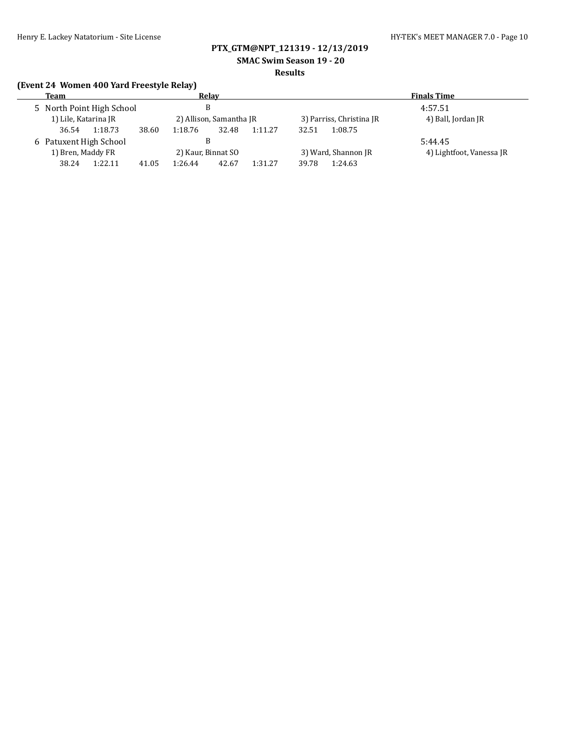**PTX_GTM@NPT_121319 - 12/13/2019**

**SMAC Swim Season 19 - 20**

**Results**

**(Event 24 Women 400 Yard Freestyle Relay)**

| | Team | Relay | Finals Time |
|---|---|---|---|
| 5 | North Point High School | B | 4:57.51 |
| | 1) Lile, Katarina JR | 2) Allison, Samantha JR | 3) Parriss, Christina JR | 4) Ball, Jordan JR |
| | 36.54 1:18.73 | 38.60 1:18.76 | 32.48 1:11.27 | 32.51 1:08.75 |
| 6 | Patuxent High School | B | 5:44.45 |
| | 1) Bren, Maddy FR | 2) Kaur, Binnat SO | 3) Ward, Shannon JR | 4) Lightfoot, Vanessa JR |
| | 38.24 1:22.11 | 41.05 1:26.44 | 42.67 1:31.27 | 39.78 1:24.63 |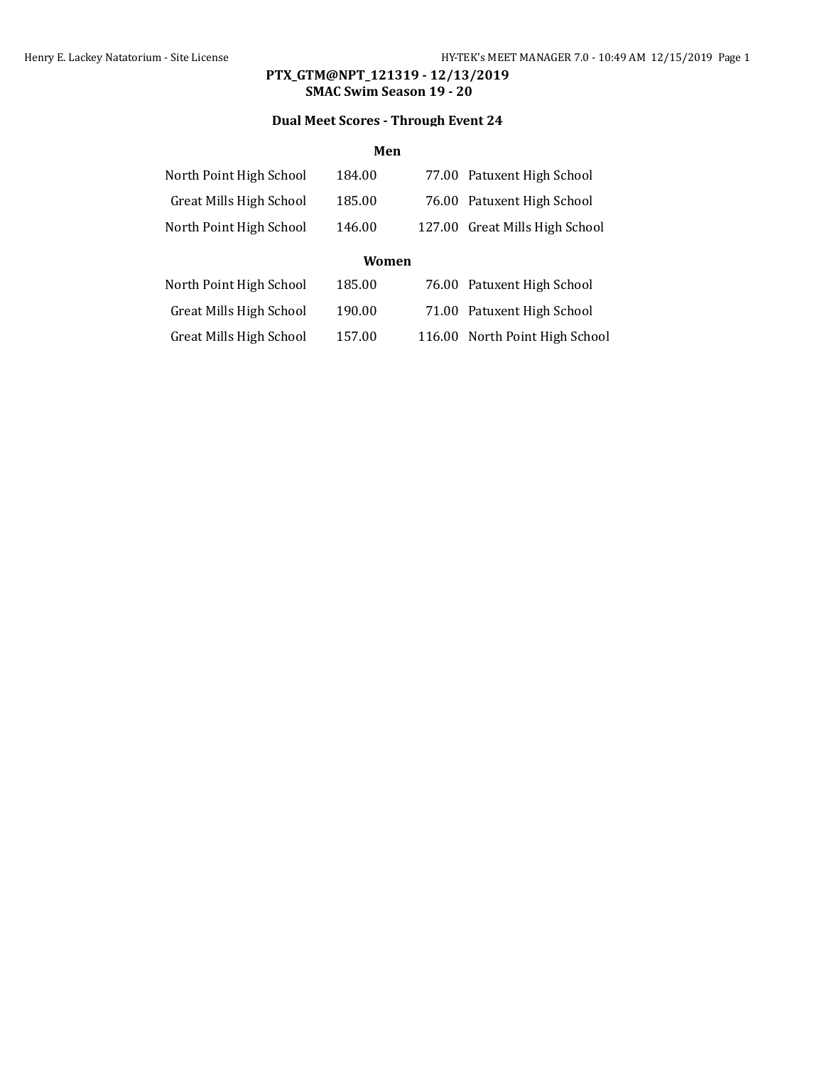**PTX_GTM@NPT_121319 - 12/13/2019**
**SMAC Swim Season 19 - 20**

### Dual Meet Scores - Through Event 24

**Men**

| | | | |
|---|---|---|---|
| North Point High School | 184.00 | 77.00 | Patuxent High School |
| Great Mills High School | 185.00 | 76.00 | Patuxent High School |
| North Point High School | 146.00 | 127.00 | Great Mills High School |

**Women**

| | | | |
|---|---|---|---|
| North Point High School | 185.00 | 76.00 | Patuxent High School |
| Great Mills High School | 190.00 | 71.00 | Patuxent High School |
| Great Mills High School | 157.00 | 116.00 | North Point High School |